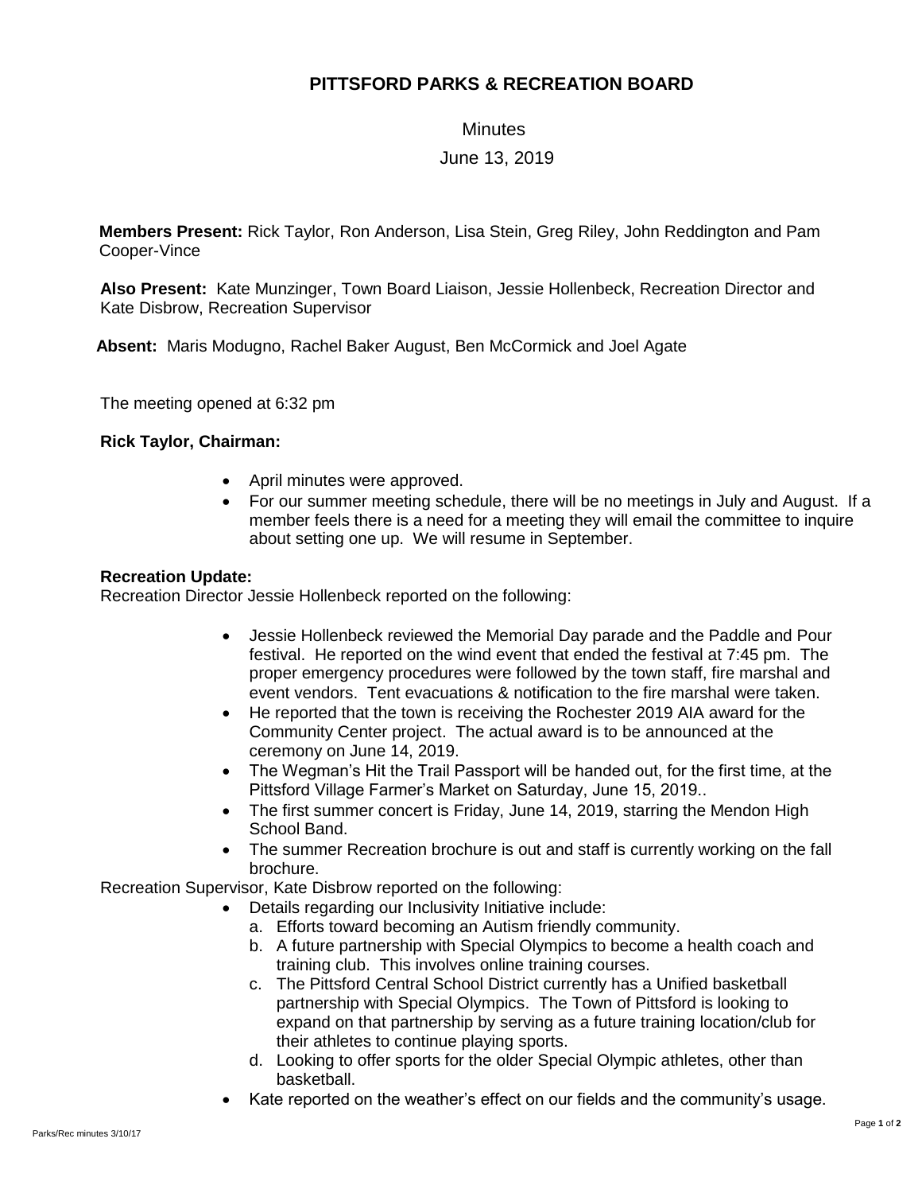# PITTSFORD PARKS & RECREATION BOARD

Minutes

June 13, 2019

**Members Present:** Rick Taylor, Ron Anderson, Lisa Stein, Greg Riley, John Reddington and Pam Cooper-Vince

**Also Present:** Kate Munzinger, Town Board Liaison, Jessie Hollenbeck, Recreation Director and Kate Disbrow, Recreation Supervisor

**Absent:** Maris Modugno, Rachel Baker August, Ben McCormick and Joel Agate

The meeting opened at 6:32 pm

**Rick Taylor, Chairman:**

- April minutes were approved.
- For our summer meeting schedule, there will be no meetings in July and August. If a member feels there is a need for a meeting they will email the committee to inquire about setting one up. We will resume in September.

**Recreation Update:**

Recreation Director Jessie Hollenbeck reported on the following:

- Jessie Hollenbeck reviewed the Memorial Day parade and the Paddle and Pour festival. He reported on the wind event that ended the festival at 7:45 pm. The proper emergency procedures were followed by the town staff, fire marshal and event vendors. Tent evacuations & notification to the fire marshal were taken.
- He reported that the town is receiving the Rochester 2019 AIA award for the Community Center project. The actual award is to be announced at the ceremony on June 14, 2019.
- The Wegman's Hit the Trail Passport will be handed out, for the first time, at the Pittsford Village Farmer's Market on Saturday, June 15, 2019..
- The first summer concert is Friday, June 14, 2019, starring the Mendon High School Band.
- The summer Recreation brochure is out and staff is currently working on the fall brochure.

Recreation Supervisor, Kate Disbrow reported on the following:

- Details regarding our Inclusivity Initiative include:
  a. Efforts toward becoming an Autism friendly community.
  b. A future partnership with Special Olympics to become a health coach and training club. This involves online training courses.
  c. The Pittsford Central School District currently has a Unified basketball partnership with Special Olympics. The Town of Pittsford is looking to expand on that partnership by serving as a future training location/club for their athletes to continue playing sports.
  d. Looking to offer sports for the older Special Olympic athletes, other than basketball.
- Kate reported on the weather's effect on our fields and the community's usage.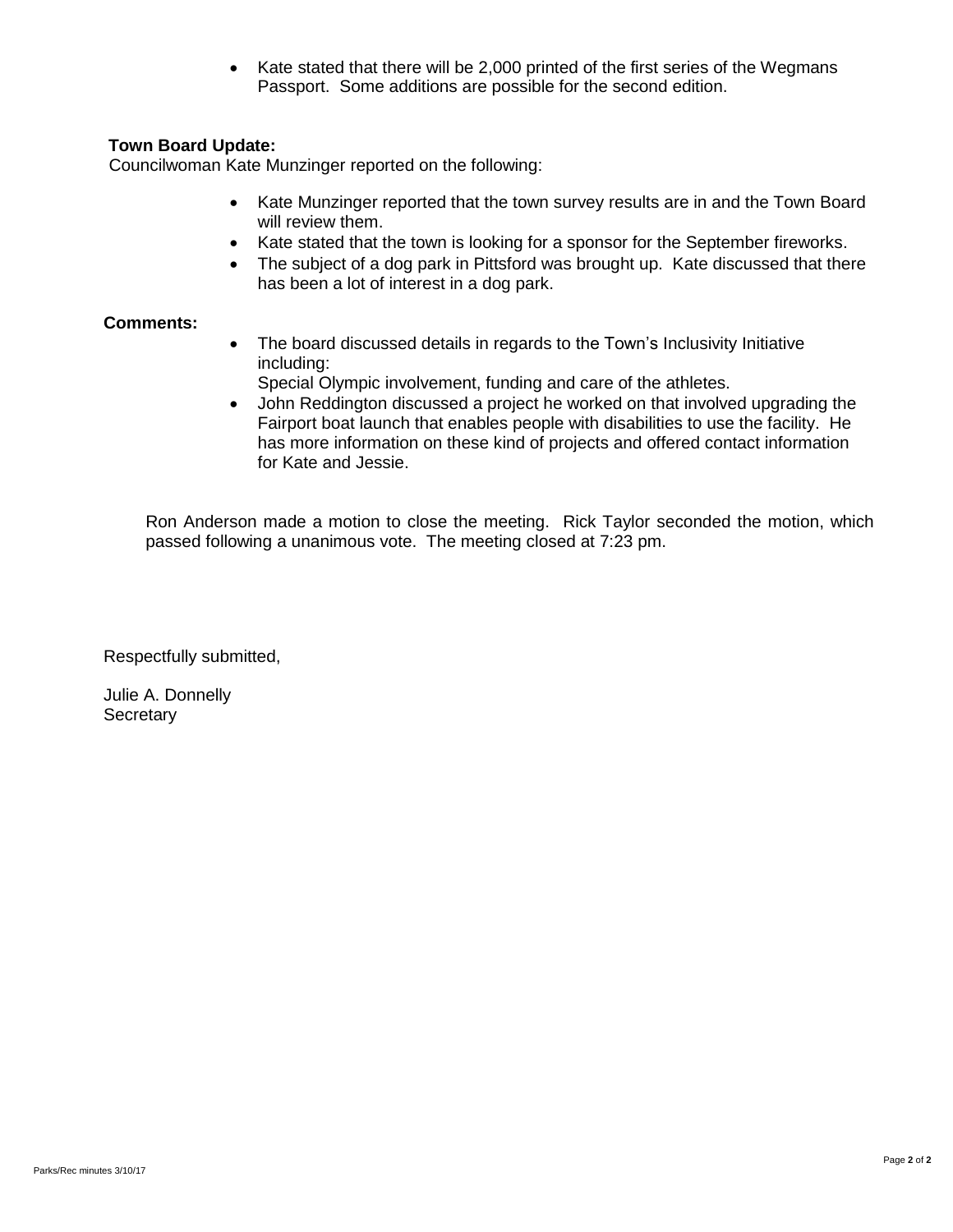- Kate stated that there will be 2,000 printed of the first series of the Wegmans Passport. Some additions are possible for the second edition.

**Town Board Update:**

Councilwoman Kate Munzinger reported on the following:

- Kate Munzinger reported that the town survey results are in and the Town Board will review them.
- Kate stated that the town is looking for a sponsor for the September fireworks.
- The subject of a dog park in Pittsford was brought up. Kate discussed that there has been a lot of interest in a dog park.

**Comments:**

- The board discussed details in regards to the Town's Inclusivity Initiative including:
  Special Olympic involvement, funding and care of the athletes.
- John Reddington discussed a project he worked on that involved upgrading the Fairport boat launch that enables people with disabilities to use the facility. He has more information on these kind of projects and offered contact information for Kate and Jessie.

Ron Anderson made a motion to close the meeting. Rick Taylor seconded the motion, which passed following a unanimous vote. The meeting closed at 7:23 pm.

Respectfully submitted,

Julie A. Donnelly
Secretary